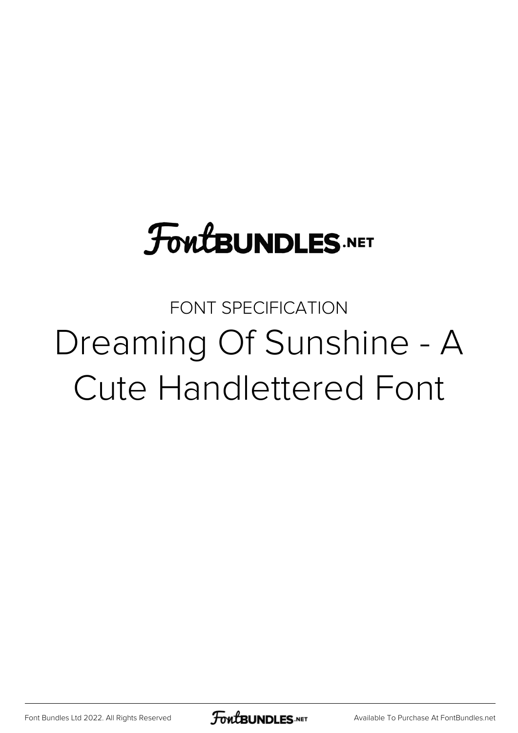FontBUNDLES.NET

FONT SPECIFICATION

# Dreaming Of Sunshine - A Cute Handlettered Font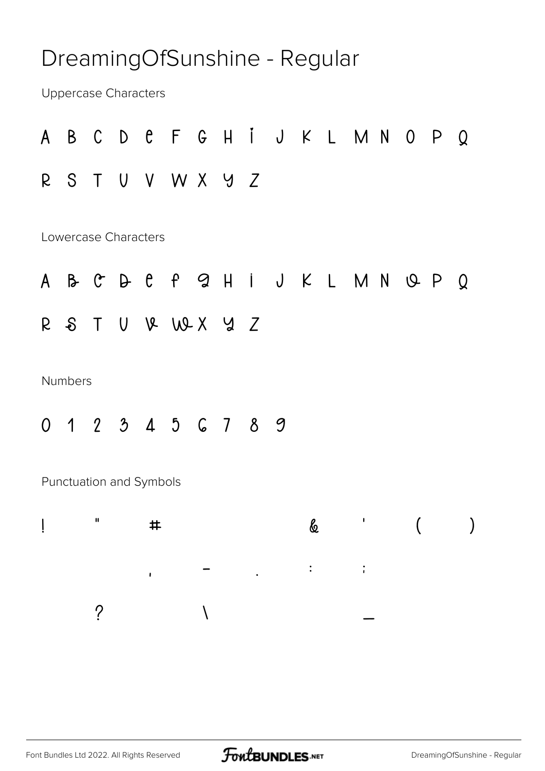# DreamingOfSunshine - Regular

Uppercase Characters

A B C D E F G H I J K L M N O P Q

R S T U V W X Y Z

Lowercase Characters

a b c d e f g h i j k l m n o p q

r s t u v w x y z

Numbers

0 1 2 3 4 5 6 7 8 9

Punctuation and Symbols

! " # & ' ( )

, - . : ;

? \ _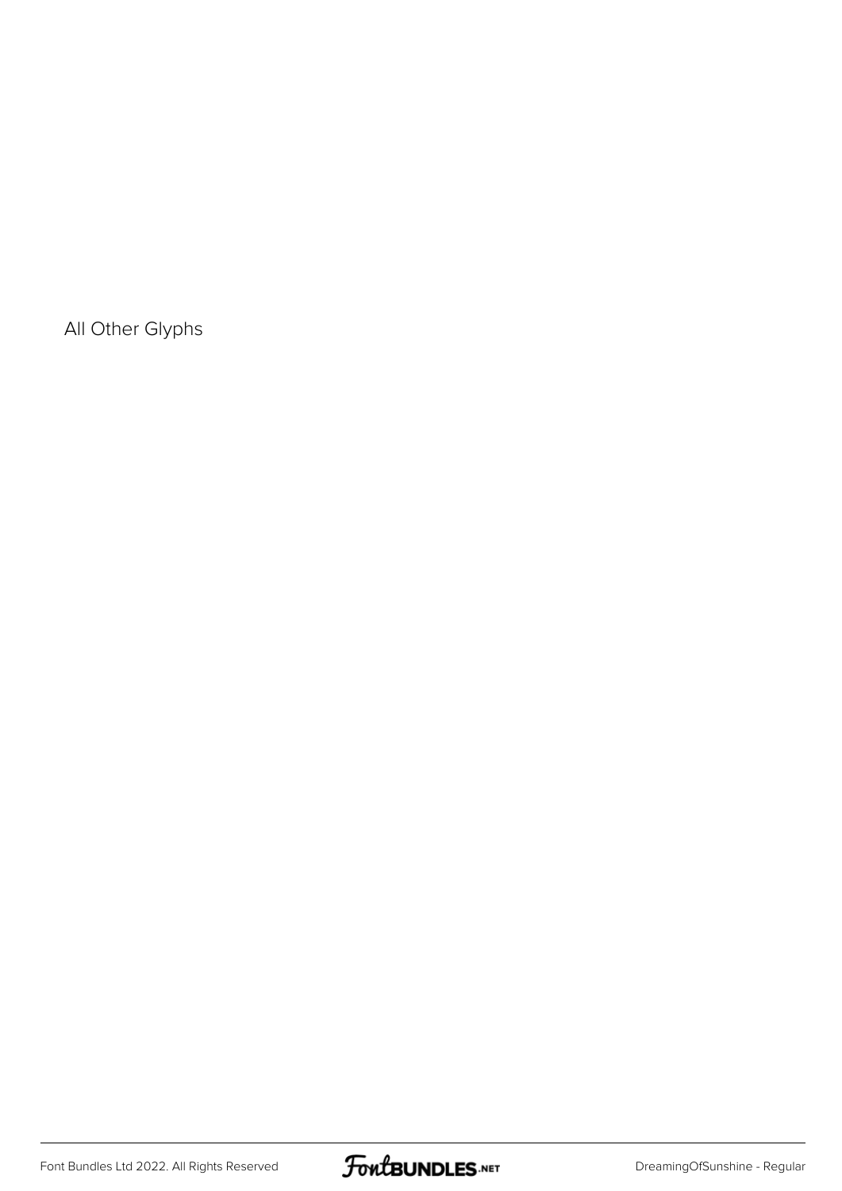All Other Glyphs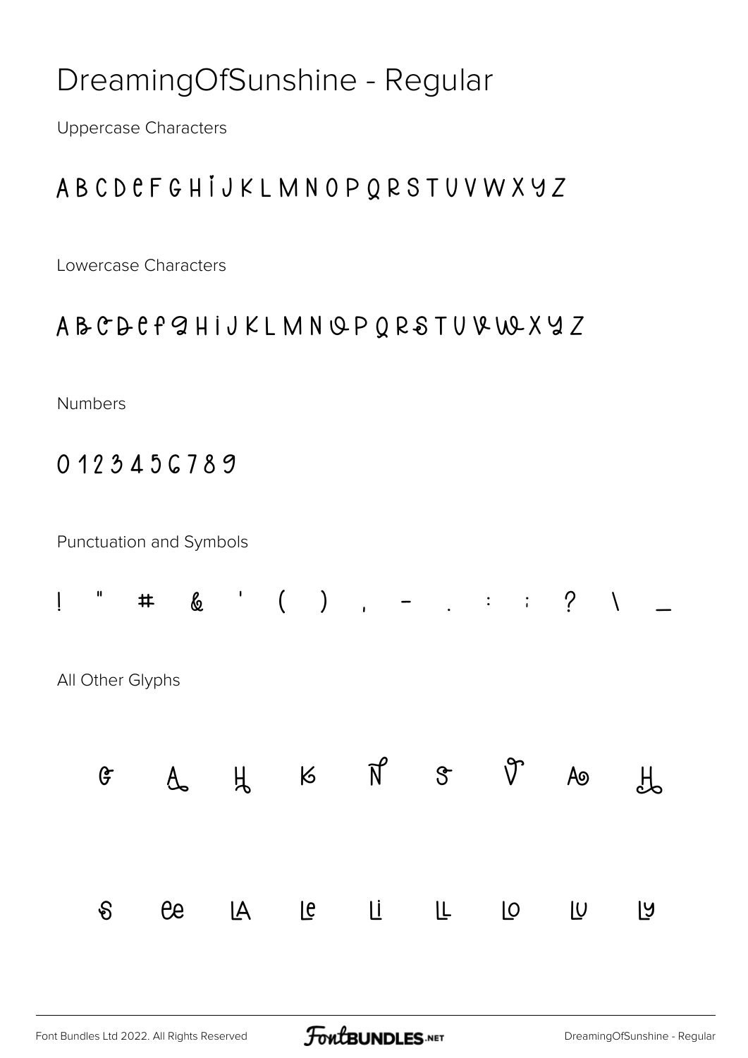# DreamingOfSunshine - Regular

Uppercase Characters

A B C D E F G H I J K L M N O P Q R S T U V W X Y Z

Lowercase Characters

A B C D E F G H I J K L M N O P Q R S T U V W X Y Z

Numbers

0 1 2 3 4 5 6 7 8 9

Punctuation and Symbols

! " # & ' ( ) , - . : ; ? \ _

All Other Glyphs

G A H K N S V A H

S ee lA le li lL lo lu ly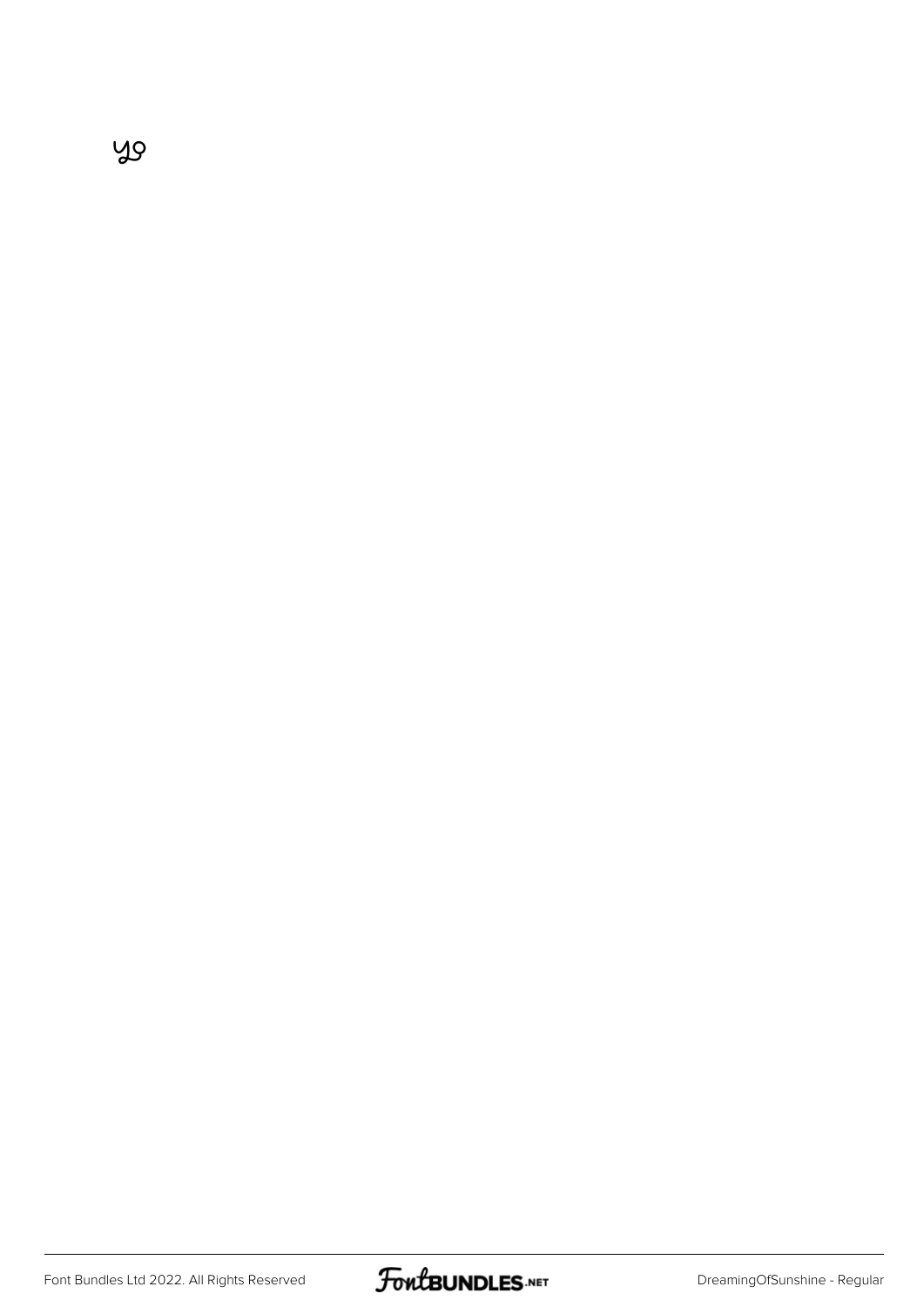ყϱ